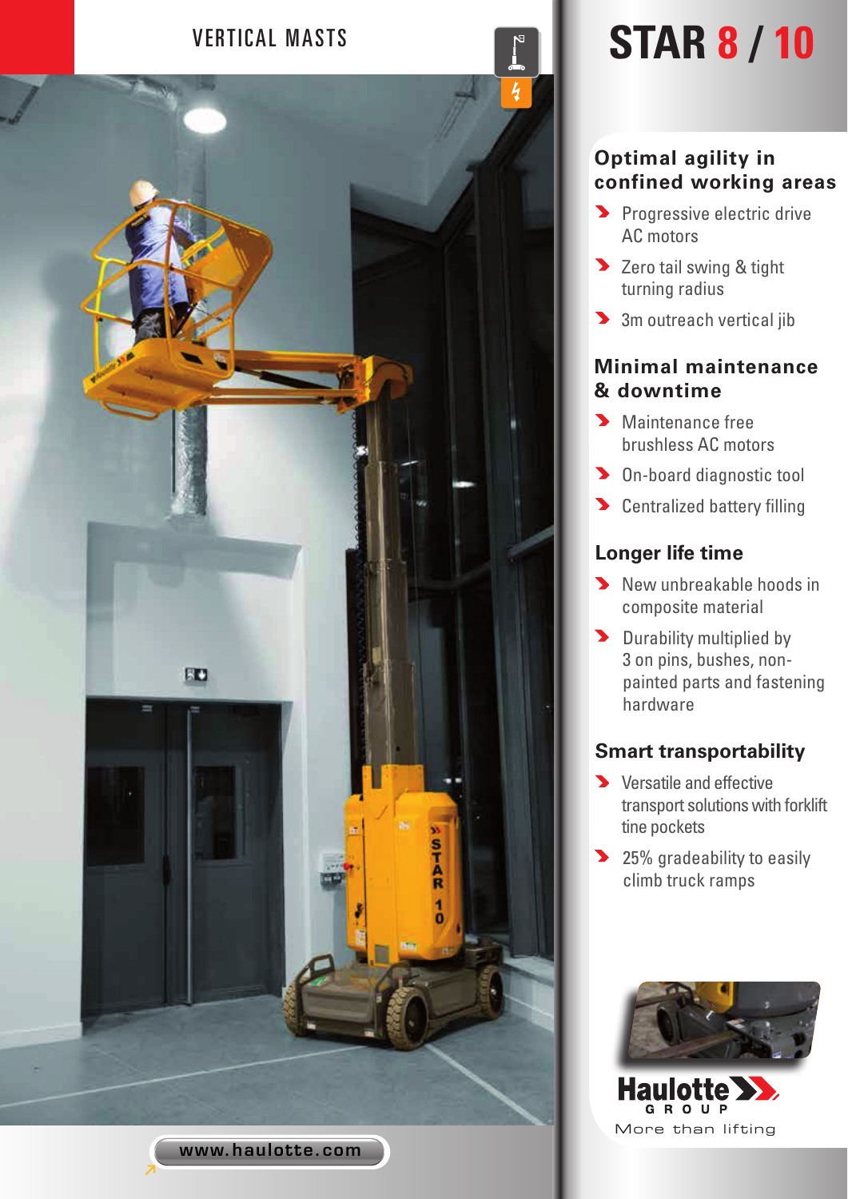VERTICAL MASTS

# STAR 8 / 10

## Optimal agility in confined working areas

- Progressive electric drive AC motors
- Zero tail swing & tight turning radius
- 3m outreach vertical jib

## Minimal maintenance & downtime

- Maintenance free brushless AC motors
- On-board diagnostic tool
- Centralized battery filling

## Longer life time

- New unbreakable hoods in composite material
- Durability multiplied by 3 on pins, bushes, non-painted parts and fastening hardware

## Smart transportability

- Versatile and effective transport solutions with forklift tine pockets
- 25% gradeability to easily climb truck ramps

Haulotte GROUP

More than lifting

www.haulotte.com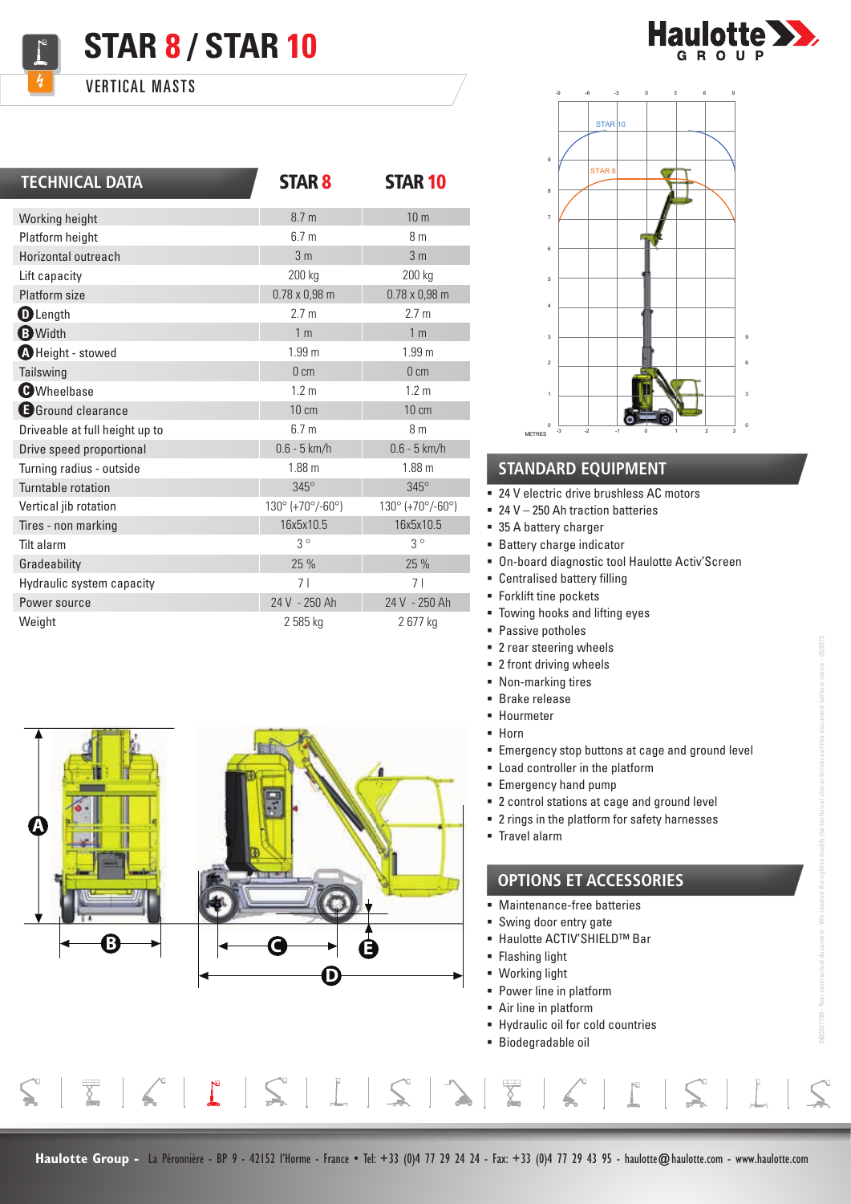# STAR 8 / STAR 10

VERTICAL MASTS

## TECHNICAL DATA

| | STAR 8 | STAR 10 |
|---|---|---|
| Working height | 8.7 m | 10 m |
| Platform height | 6.7 m | 8 m |
| Horizontal outreach | 3 m | 3 m |
| Lift capacity | 200 kg | 200 kg |
| Platform size | 0.78 x 0,98 m | 0.78 x 0,98 m |
| D Length | 2.7 m | 2.7 m |
| B Width | 1 m | 1 m |
| A Height - stowed | 1.99 m | 1.99 m |
| Tailswing | 0 cm | 0 cm |
| C Wheelbase | 1.2 m | 1.2 m |
| E Ground clearance | 10 cm | 10 cm |
| Driveable at full height up to | 6.7 m | 8 m |
| Drive speed proportional | 0.6 - 5 km/h | 0.6 - 5 km/h |
| Turning radius - outside | 1.88 m | 1.88 m |
| Turntable rotation | 345° | 345° |
| Vertical jib rotation | 130° (+70°/-60°) | 130° (+70°/-60°) |
| Tires - non marking | 16x5x10.5 | 16x5x10.5 |
| Tilt alarm | 3 ° | 3 ° |
| Gradeability | 25 % | 25 % |
| Hydraulic system capacity | 7 l | 7 l |
| Power source | 24 V - 250 Ah | 24 V - 250 Ah |
| Weight | 2 585 kg | 2 677 kg |

## STANDARD EQUIPMENT

- 24 V electric drive brushless AC motors
- 24 V – 250 Ah traction batteries
- 35 A battery charger
- Battery charge indicator
- On-board diagnostic tool Haulotte Activ'Screen
- Centralised battery filling
- Forklift tine pockets
- Towing hooks and lifting eyes
- Passive potholes
- 2 rear steering wheels
- 2 front driving wheels
- Non-marking tires
- Brake release
- Hourmeter
- Horn
- Emergency stop buttons at cage and ground level
- Load controller in the platform
- Emergency hand pump
- 2 control stations at cage and ground level
- 2 rings in the platform for safety harnesses
- Travel alarm

## OPTIONS ET ACCESSORIES

- Maintenance-free batteries
- Swing door entry gate
- Haulotte ACTIV'SHIELD™ Bar
- Flashing light
- Working light
- Power line in platform
- Air line in platform
- Hydraulic oil for cold countries
- Biodegradable oil

**Haulotte Group** - La Péronnière - BP 9 - 42152 l'Horme - France • Tel: +33 (0)4 77 29 24 24 - Fax: +33 (0)4 77 29 43 95 - haulotte@haulotte.com - www.haulotte.com